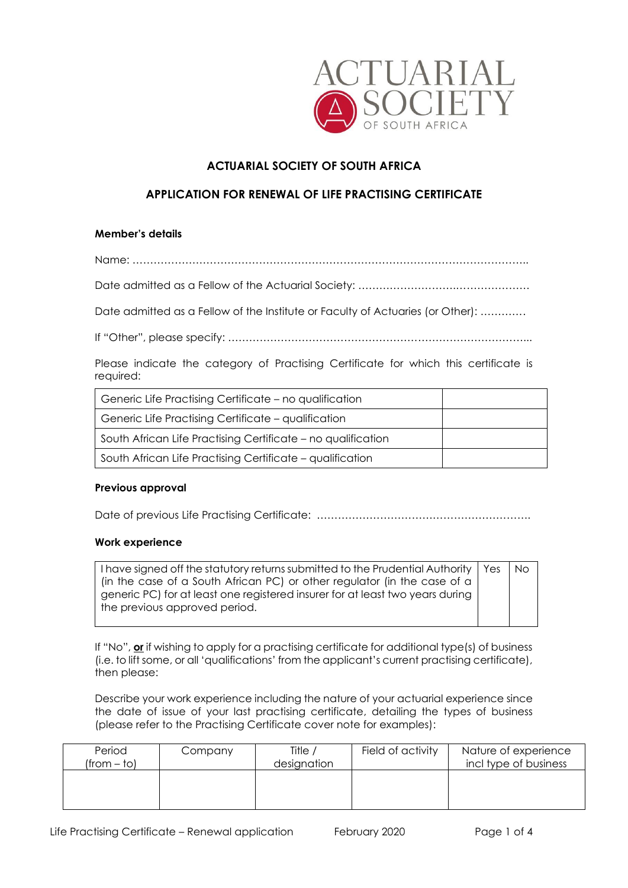# ACTUARIAL SOCIETY OF SOUTH AFRICA

## APPLICATION FOR RENEWAL OF LIFE PRACTISING CERTIFICATE

**Member's details**

Name: …………………………………………………………………………………………………..

Date admitted as a Fellow of the Actuarial Society: ………………………….………………

Date admitted as a Fellow of the Institute or Faculty of Actuaries (or Other): ………….

If "Other", please specify: ……………………………………………………………………………...

Please indicate the category of Practising Certificate for which this certificate is required:

| | |
|---|---|
| Generic Life Practising Certificate – no qualification | |
| Generic Life Practising Certificate – qualification | |
| South African Life Practising Certificate – no qualification | |
| South African Life Practising Certificate – qualification | |

**Previous approval**

Date of previous Life Practising Certificate: …………………………………………………….

**Work experience**

| | | |
|---|---|---|
| I have signed off the statutory returns submitted to the Prudential Authority (in the case of a South African PC) or other regulator (in the case of a generic PC) for at least one registered insurer for at least two years during the previous approved period. | Yes | No |

If "No", **or** if wishing to apply for a practising certificate for additional type(s) of business (i.e. to lift some, or all 'qualifications' from the applicant's current practising certificate), then please:

Describe your work experience including the nature of your actuarial experience since the date of issue of your last practising certificate, detailing the types of business (please refer to the Practising Certificate cover note for examples):

| Period (from – to) | Company | Title / designation | Field of activity | Nature of experience incl type of business |
|---|---|---|---|---|
| | | | | |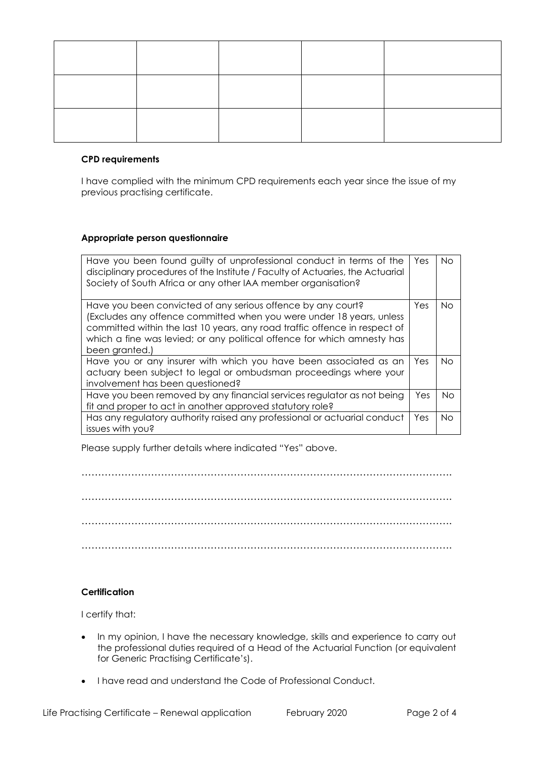| | | | | |
|---|---|---|---|---|
| | | | | |
| | | | | |
| | | | | |

**CPD requirements**

I have complied with the minimum CPD requirements each year since the issue of my previous practising certificate.

**Appropriate person questionnaire**

| | | |
|---|---|---|
| Have you been found guilty of unprofessional conduct in terms of the disciplinary procedures of the Institute / Faculty of Actuaries, the Actuarial Society of South Africa or any other IAA member organisation? | Yes | No |
| Have you been convicted of any serious offence by any court? (Excludes any offence committed when you were under 18 years, unless committed within the last 10 years, any road traffic offence in respect of which a fine was levied; or any political offence for which amnesty has been granted.) | Yes | No |
| Have you or any insurer with which you have been associated as an actuary been subject to legal or ombudsman proceedings where your involvement has been questioned? | Yes | No |
| Have you been removed by any financial services regulator as not being fit and proper to act in another approved statutory role? | Yes | No |
| Has any regulatory authority raised any professional or actuarial conduct issues with you? | Yes | No |

Please supply further details where indicated "Yes" above.

…………………………………………………………………………………………………

…………………………………………………………………………………………………

…………………………………………………………………………………………………

…………………………………………………………………………………………………

**Certification**

I certify that:

- In my opinion, I have the necessary knowledge, skills and experience to carry out the professional duties required of a Head of the Actuarial Function (or equivalent for Generic Practising Certificate's).
- I have read and understand the Code of Professional Conduct.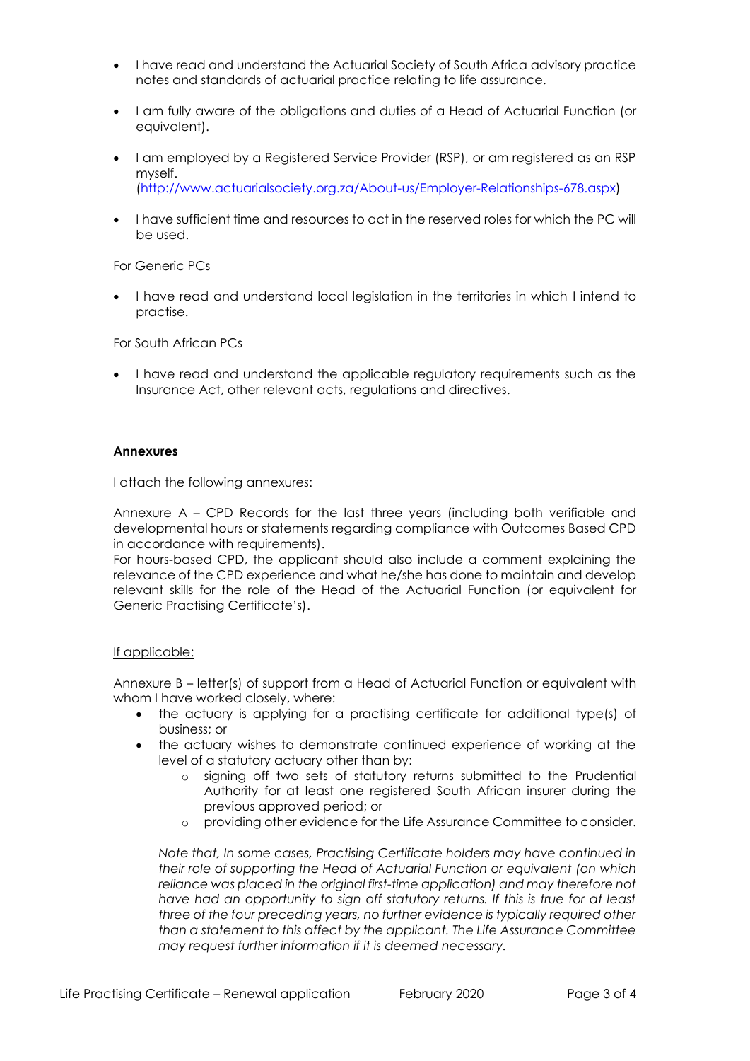- I have read and understand the Actuarial Society of South Africa advisory practice notes and standards of actuarial practice relating to life assurance.
- I am fully aware of the obligations and duties of a Head of Actuarial Function (or equivalent).
- I am employed by a Registered Service Provider (RSP), or am registered as an RSP myself. (http://www.actuarialsociety.org.za/About-us/Employer-Relationships-678.aspx)
- I have sufficient time and resources to act in the reserved roles for which the PC will be used.

For Generic PCs

- I have read and understand local legislation in the territories in which I intend to practise.

For South African PCs

- I have read and understand the applicable regulatory requirements such as the Insurance Act, other relevant acts, regulations and directives.

**Annexures**

I attach the following annexures:

Annexure A – CPD Records for the last three years (including both verifiable and developmental hours or statements regarding compliance with Outcomes Based CPD in accordance with requirements).
For hours-based CPD, the applicant should also include a comment explaining the relevance of the CPD experience and what he/she has done to maintain and develop relevant skills for the role of the Head of the Actuarial Function (or equivalent for Generic Practising Certificate's).

If applicable:

Annexure B – letter(s) of support from a Head of Actuarial Function or equivalent with whom I have worked closely, where:

- the actuary is applying for a practising certificate for additional type(s) of business; or
- the actuary wishes to demonstrate continued experience of working at the level of a statutory actuary other than by:
  - signing off two sets of statutory returns submitted to the Prudential Authority for at least one registered South African insurer during the previous approved period; or
  - providing other evidence for the Life Assurance Committee to consider.

*Note that, In some cases, Practising Certificate holders may have continued in their role of supporting the Head of Actuarial Function or equivalent (on which reliance was placed in the original first-time application) and may therefore not have had an opportunity to sign off statutory returns. If this is true for at least three of the four preceding years, no further evidence is typically required other than a statement to this affect by the applicant. The Life Assurance Committee may request further information if it is deemed necessary.*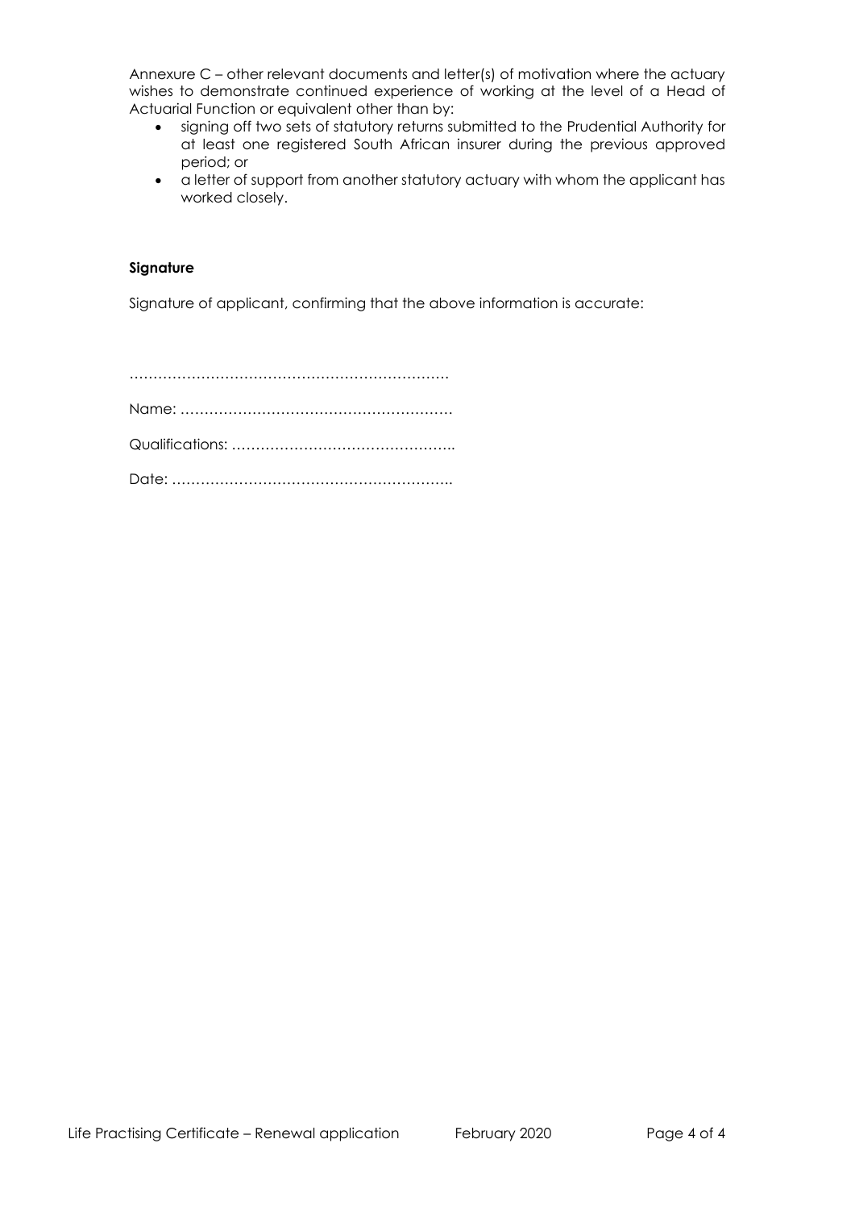Annexure C – other relevant documents and letter(s) of motivation where the actuary wishes to demonstrate continued experience of working at the level of a Head of Actuarial Function or equivalent other than by:

- signing off two sets of statutory returns submitted to the Prudential Authority for at least one registered South African insurer during the previous approved period; or
- a letter of support from another statutory actuary with whom the applicant has worked closely.

**Signature**

Signature of applicant, confirming that the above information is accurate:

………………………………………………………….

Name: …………………………………………………

Qualifications: ………………………………………..

Date: …………………………………………………..